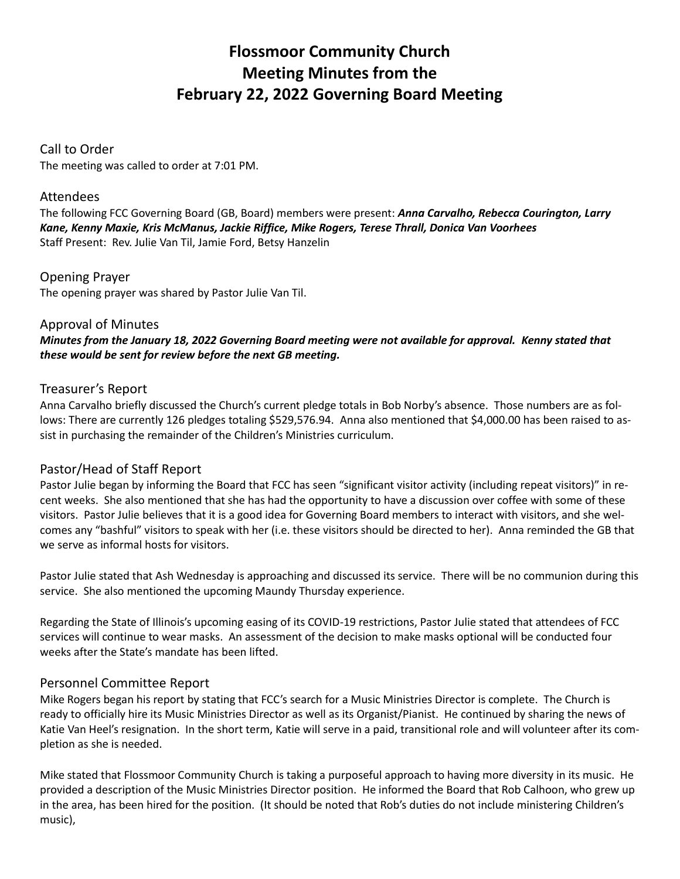# Flossmoor Community Church Meeting Minutes from the February 22, 2022 Governing Board Meeting

## Call to Order

The meeting was called to order at 7:01 PM.

## Attendees

The following FCC Governing Board (GB, Board) members were present: ***Anna Carvalho, Rebecca Courington, Larry Kane, Kenny Maxie, Kris McManus, Jackie Riffice, Mike Rogers, Terese Thrall, Donica Van Voorhees***
Staff Present: Rev. Julie Van Til, Jamie Ford, Betsy Hanzelin

## Opening Prayer

The opening prayer was shared by Pastor Julie Van Til.

## Approval of Minutes

***Minutes from the January 18, 2022 Governing Board meeting were not available for approval. Kenny stated that these would be sent for review before the next GB meeting.***

## Treasurer's Report

Anna Carvalho briefly discussed the Church's current pledge totals in Bob Norby's absence. Those numbers are as follows: There are currently 126 pledges totaling $529,576.94. Anna also mentioned that $4,000.00 has been raised to assist in purchasing the remainder of the Children's Ministries curriculum.

## Pastor/Head of Staff Report

Pastor Julie began by informing the Board that FCC has seen "significant visitor activity (including repeat visitors)" in recent weeks. She also mentioned that she has had the opportunity to have a discussion over coffee with some of these visitors. Pastor Julie believes that it is a good idea for Governing Board members to interact with visitors, and she welcomes any "bashful" visitors to speak with her (i.e. these visitors should be directed to her). Anna reminded the GB that we serve as informal hosts for visitors.

Pastor Julie stated that Ash Wednesday is approaching and discussed its service. There will be no communion during this service. She also mentioned the upcoming Maundy Thursday experience.

Regarding the State of Illinois's upcoming easing of its COVID-19 restrictions, Pastor Julie stated that attendees of FCC services will continue to wear masks. An assessment of the decision to make masks optional will be conducted four weeks after the State's mandate has been lifted.

## Personnel Committee Report

Mike Rogers began his report by stating that FCC's search for a Music Ministries Director is complete. The Church is ready to officially hire its Music Ministries Director as well as its Organist/Pianist. He continued by sharing the news of Katie Van Heel's resignation. In the short term, Katie will serve in a paid, transitional role and will volunteer after its completion as she is needed.

Mike stated that Flossmoor Community Church is taking a purposeful approach to having more diversity in its music. He provided a description of the Music Ministries Director position. He informed the Board that Rob Calhoon, who grew up in the area, has been hired for the position. (It should be noted that Rob's duties do not include ministering Children's music),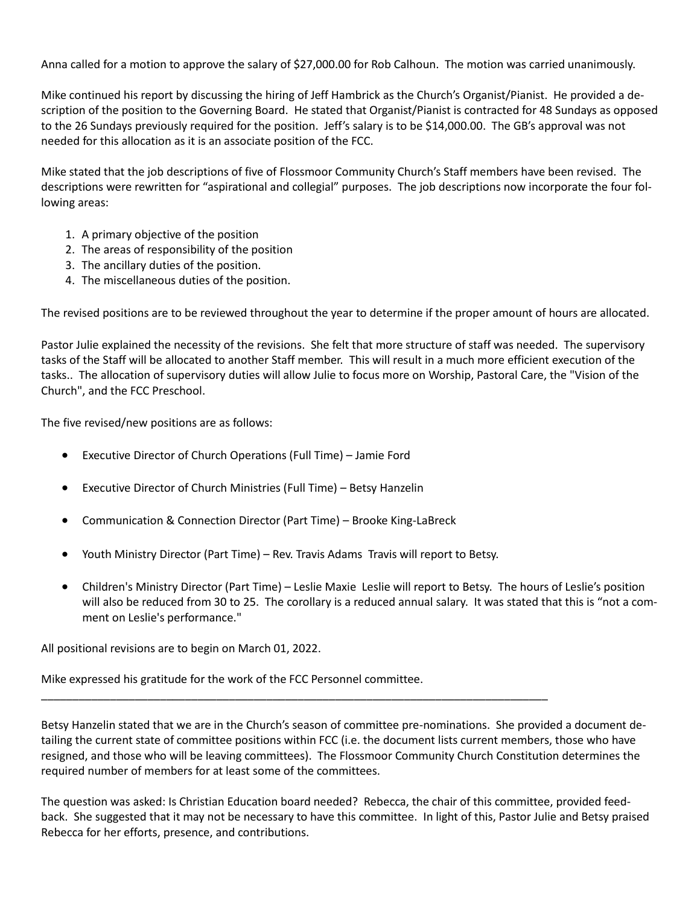Anna called for a motion to approve the salary of $27,000.00 for Rob Calhoun. The motion was carried unanimously.

Mike continued his report by discussing the hiring of Jeff Hambrick as the Church's Organist/Pianist. He provided a description of the position to the Governing Board. He stated that Organist/Pianist is contracted for 48 Sundays as opposed to the 26 Sundays previously required for the position. Jeff's salary is to be $14,000.00. The GB's approval was not needed for this allocation as it is an associate position of the FCC.

Mike stated that the job descriptions of five of Flossmoor Community Church's Staff members have been revised. The descriptions were rewritten for "aspirational and collegial" purposes. The job descriptions now incorporate the four following areas:

1. A primary objective of the position
2. The areas of responsibility of the position
3. The ancillary duties of the position.
4. The miscellaneous duties of the position.

The revised positions are to be reviewed throughout the year to determine if the proper amount of hours are allocated.

Pastor Julie explained the necessity of the revisions. She felt that more structure of staff was needed. The supervisory tasks of the Staff will be allocated to another Staff member. This will result in a much more efficient execution of the tasks.. The allocation of supervisory duties will allow Julie to focus more on Worship, Pastoral Care, the "Vision of the Church", and the FCC Preschool.

The five revised/new positions are as follows:

- Executive Director of Church Operations (Full Time) – Jamie Ford
- Executive Director of Church Ministries (Full Time) – Betsy Hanzelin
- Communication & Connection Director (Part Time) – Brooke King-LaBreck
- Youth Ministry Director (Part Time) – Rev. Travis Adams Travis will report to Betsy.
- Children's Ministry Director (Part Time) – Leslie Maxie Leslie will report to Betsy. The hours of Leslie's position will also be reduced from 30 to 25. The corollary is a reduced annual salary. It was stated that this is "not a comment on Leslie's performance."

All positional revisions are to begin on March 01, 2022.

Mike expressed his gratitude for the work of the FCC Personnel committee.

---

Betsy Hanzelin stated that we are in the Church's season of committee pre-nominations. She provided a document detailing the current state of committee positions within FCC (i.e. the document lists current members, those who have resigned, and those who will be leaving committees). The Flossmoor Community Church Constitution determines the required number of members for at least some of the committees.

The question was asked: Is Christian Education board needed? Rebecca, the chair of this committee, provided feedback. She suggested that it may not be necessary to have this committee. In light of this, Pastor Julie and Betsy praised Rebecca for her efforts, presence, and contributions.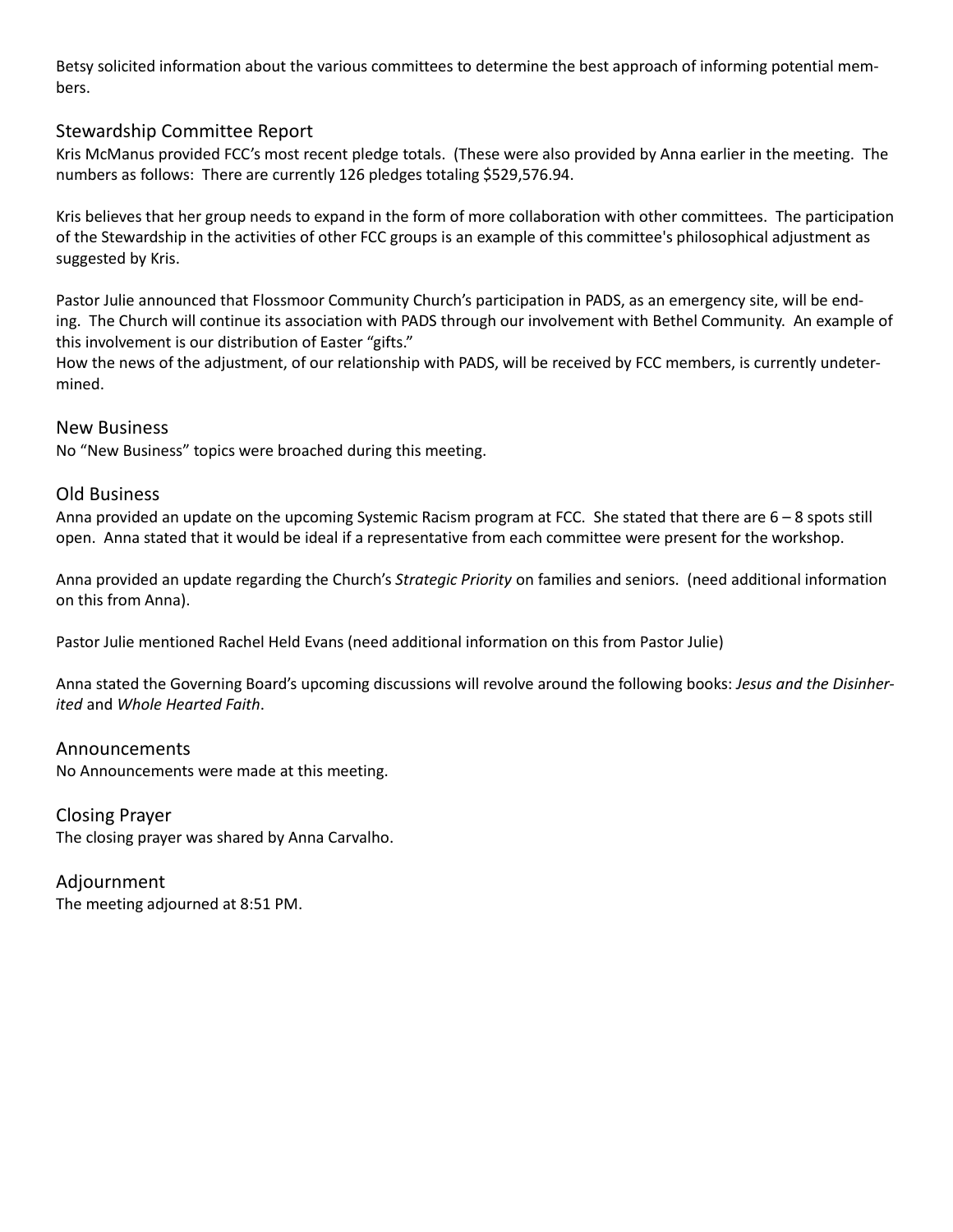Betsy solicited information about the various committees to determine the best approach of informing potential members.

## Stewardship Committee Report

Kris McManus provided FCC's most recent pledge totals. (These were also provided by Anna earlier in the meeting. The numbers as follows: There are currently 126 pledges totaling $529,576.94.

Kris believes that her group needs to expand in the form of more collaboration with other committees. The participation of the Stewardship in the activities of other FCC groups is an example of this committee's philosophical adjustment as suggested by Kris.

Pastor Julie announced that Flossmoor Community Church's participation in PADS, as an emergency site, will be ending. The Church will continue its association with PADS through our involvement with Bethel Community. An example of this involvement is our distribution of Easter "gifts."

How the news of the adjustment, of our relationship with PADS, will be received by FCC members, is currently undetermined.

## New Business

No "New Business" topics were broached during this meeting.

## Old Business

Anna provided an update on the upcoming Systemic Racism program at FCC. She stated that there are 6 – 8 spots still open. Anna stated that it would be ideal if a representative from each committee were present for the workshop.

Anna provided an update regarding the Church's *Strategic Priority* on families and seniors. (need additional information on this from Anna).

Pastor Julie mentioned Rachel Held Evans (need additional information on this from Pastor Julie)

Anna stated the Governing Board's upcoming discussions will revolve around the following books: *Jesus and the Disinherited* and *Whole Hearted Faith*.

## Announcements

No Announcements were made at this meeting.

## Closing Prayer

The closing prayer was shared by Anna Carvalho.

## Adjournment

The meeting adjourned at 8:51 PM.